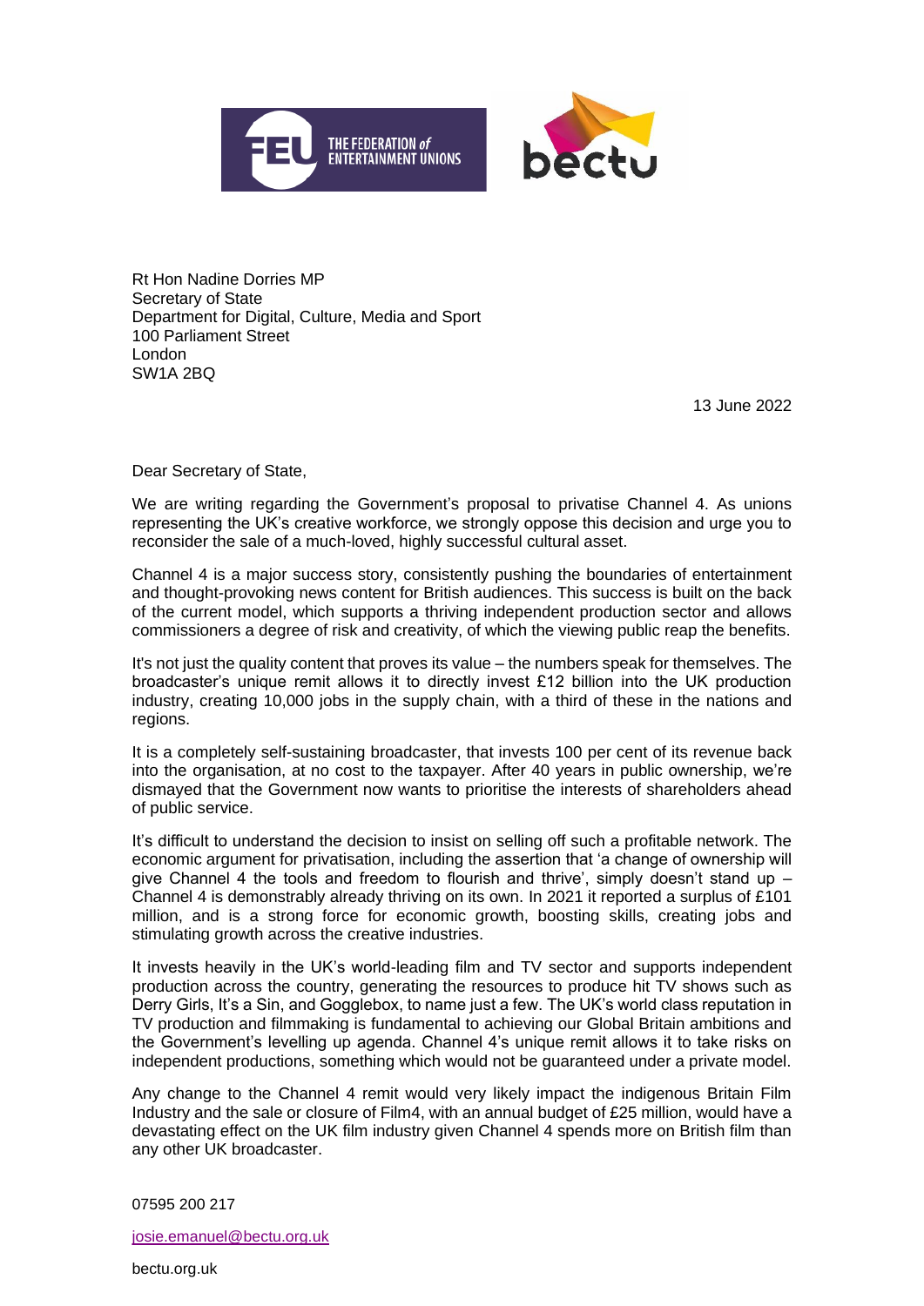THE FEDERATION of ENTERTAINMENT UNIONS

bectu

Rt Hon Nadine Dorries MP
Secretary of State
Department for Digital, Culture, Media and Sport
100 Parliament Street
London
SW1A 2BQ

13 June 2022

Dear Secretary of State,

We are writing regarding the Government's proposal to privatise Channel 4. As unions representing the UK's creative workforce, we strongly oppose this decision and urge you to reconsider the sale of a much-loved, highly successful cultural asset.

Channel 4 is a major success story, consistently pushing the boundaries of entertainment and thought-provoking news content for British audiences. This success is built on the back of the current model, which supports a thriving independent production sector and allows commissioners a degree of risk and creativity, of which the viewing public reap the benefits.

It's not just the quality content that proves its value – the numbers speak for themselves. The broadcaster's unique remit allows it to directly invest £12 billion into the UK production industry, creating 10,000 jobs in the supply chain, with a third of these in the nations and regions.

It is a completely self-sustaining broadcaster, that invests 100 per cent of its revenue back into the organisation, at no cost to the taxpayer. After 40 years in public ownership, we're dismayed that the Government now wants to prioritise the interests of shareholders ahead of public service.

It's difficult to understand the decision to insist on selling off such a profitable network. The economic argument for privatisation, including the assertion that 'a change of ownership will give Channel 4 the tools and freedom to flourish and thrive', simply doesn't stand up – Channel 4 is demonstrably already thriving on its own. In 2021 it reported a surplus of £101 million, and is a strong force for economic growth, boosting skills, creating jobs and stimulating growth across the creative industries.

It invests heavily in the UK's world-leading film and TV sector and supports independent production across the country, generating the resources to produce hit TV shows such as Derry Girls, It's a Sin, and Gogglebox, to name just a few. The UK's world class reputation in TV production and filmmaking is fundamental to achieving our Global Britain ambitions and the Government's levelling up agenda. Channel 4's unique remit allows it to take risks on independent productions, something which would not be guaranteed under a private model.

Any change to the Channel 4 remit would very likely impact the indigenous Britain Film Industry and the sale or closure of Film4, with an annual budget of £25 million, would have a devastating effect on the UK film industry given Channel 4 spends more on British film than any other UK broadcaster.

07595 200 217

josie.emanuel@bectu.org.uk

bectu.org.uk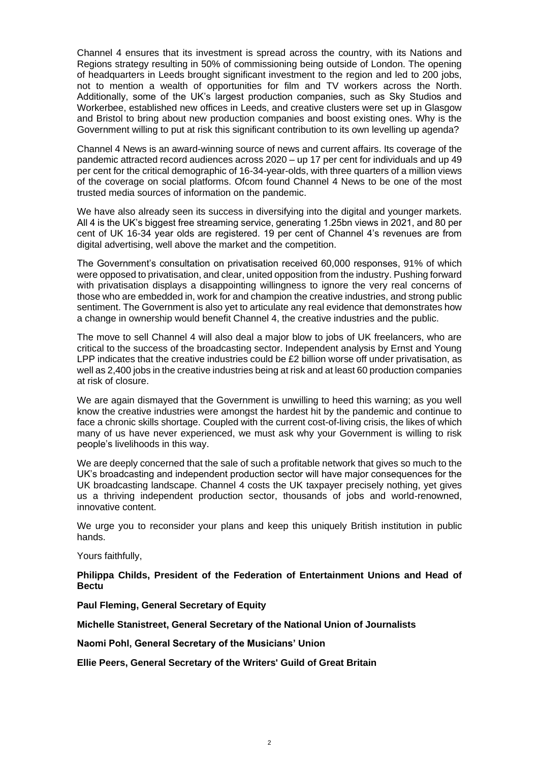Channel 4 ensures that its investment is spread across the country, with its Nations and Regions strategy resulting in 50% of commissioning being outside of London. The opening of headquarters in Leeds brought significant investment to the region and led to 200 jobs, not to mention a wealth of opportunities for film and TV workers across the North. Additionally, some of the UK's largest production companies, such as Sky Studios and Workerbee, established new offices in Leeds, and creative clusters were set up in Glasgow and Bristol to bring about new production companies and boost existing ones. Why is the Government willing to put at risk this significant contribution to its own levelling up agenda?

Channel 4 News is an award-winning source of news and current affairs. Its coverage of the pandemic attracted record audiences across 2020 – up 17 per cent for individuals and up 49 per cent for the critical demographic of 16-34-year-olds, with three quarters of a million views of the coverage on social platforms. Ofcom found Channel 4 News to be one of the most trusted media sources of information on the pandemic.

We have also already seen its success in diversifying into the digital and younger markets. All 4 is the UK's biggest free streaming service, generating 1.25bn views in 2021, and 80 per cent of UK 16-34 year olds are registered. 19 per cent of Channel 4's revenues are from digital advertising, well above the market and the competition.

The Government's consultation on privatisation received 60,000 responses, 91% of which were opposed to privatisation, and clear, united opposition from the industry. Pushing forward with privatisation displays a disappointing willingness to ignore the very real concerns of those who are embedded in, work for and champion the creative industries, and strong public sentiment. The Government is also yet to articulate any real evidence that demonstrates how a change in ownership would benefit Channel 4, the creative industries and the public.

The move to sell Channel 4 will also deal a major blow to jobs of UK freelancers, who are critical to the success of the broadcasting sector. Independent analysis by Ernst and Young LPP indicates that the creative industries could be £2 billion worse off under privatisation, as well as 2,400 jobs in the creative industries being at risk and at least 60 production companies at risk of closure.

We are again dismayed that the Government is unwilling to heed this warning; as you well know the creative industries were amongst the hardest hit by the pandemic and continue to face a chronic skills shortage. Coupled with the current cost-of-living crisis, the likes of which many of us have never experienced, we must ask why your Government is willing to risk people's livelihoods in this way.

We are deeply concerned that the sale of such a profitable network that gives so much to the UK's broadcasting and independent production sector will have major consequences for the UK broadcasting landscape. Channel 4 costs the UK taxpayer precisely nothing, yet gives us a thriving independent production sector, thousands of jobs and world-renowned, innovative content.

We urge you to reconsider your plans and keep this uniquely British institution in public hands.

Yours faithfully,

**Philippa Childs, President of the Federation of Entertainment Unions and Head of Bectu**

**Paul Fleming, General Secretary of Equity**

**Michelle Stanistreet, General Secretary of the National Union of Journalists**

**Naomi Pohl, General Secretary of the Musicians' Union**

**Ellie Peers, General Secretary of the Writers' Guild of Great Britain**